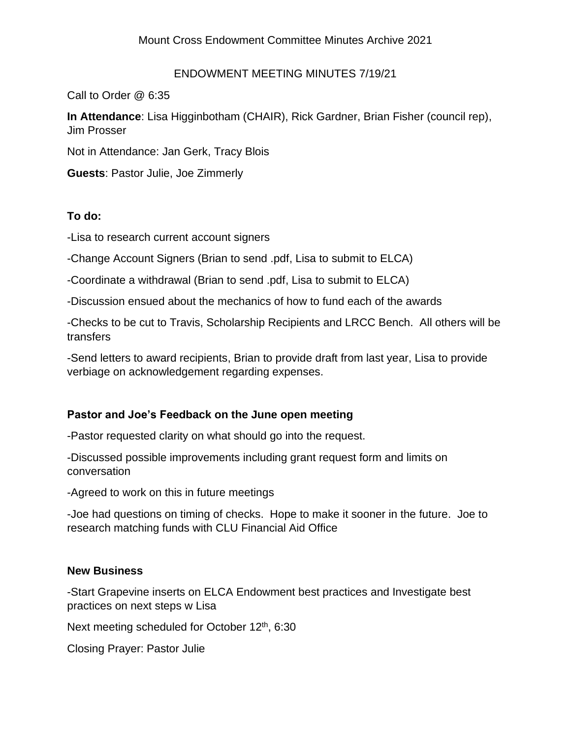Mount Cross Endowment Committee Minutes Archive 2021

ENDOWMENT MEETING MINUTES 7/19/21

Call to Order @ 6:35

**In Attendance**: Lisa Higginbotham (CHAIR), Rick Gardner, Brian Fisher (council rep), Jim Prosser

Not in Attendance: Jan Gerk, Tracy Blois

**Guests**: Pastor Julie, Joe Zimmerly

**To do:**

-Lisa to research current account signers

-Change Account Signers (Brian to send .pdf, Lisa to submit to ELCA)

-Coordinate a withdrawal (Brian to send .pdf, Lisa to submit to ELCA)

-Discussion ensued about the mechanics of how to fund each of the awards

-Checks to be cut to Travis, Scholarship Recipients and LRCC Bench. All others will be transfers

-Send letters to award recipients, Brian to provide draft from last year, Lisa to provide verbiage on acknowledgement regarding expenses.

**Pastor and Joe's Feedback on the June open meeting**

-Pastor requested clarity on what should go into the request.

-Discussed possible improvements including grant request form and limits on conversation

-Agreed to work on this in future meetings

-Joe had questions on timing of checks. Hope to make it sooner in the future. Joe to research matching funds with CLU Financial Aid Office

**New Business**

-Start Grapevine inserts on ELCA Endowment best practices and Investigate best practices on next steps w Lisa

Next meeting scheduled for October 12th, 6:30

Closing Prayer: Pastor Julie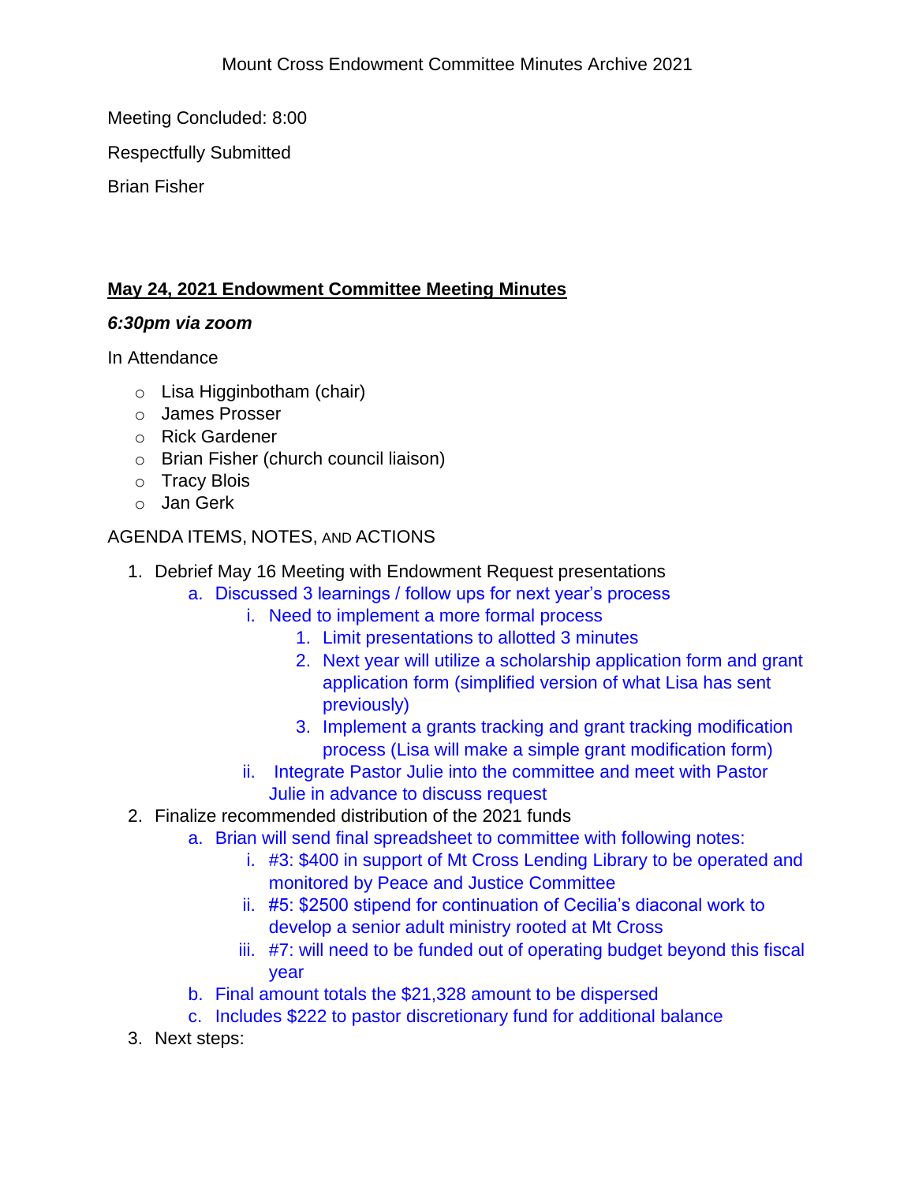Meeting Concluded: 8:00

Respectfully Submitted

Brian Fisher

## May 24, 2021 Endowment Committee Meeting Minutes

***6:30pm via zoom***

In Attendance

- Lisa Higginbotham (chair)
- James Prosser
- Rick Gardener
- Brian Fisher (church council liaison)
- Tracy Blois
- Jan Gerk

AGENDA ITEMS, NOTES, AND ACTIONS

1. Debrief May 16 Meeting with Endowment Request presentations
    a. Discussed 3 learnings / follow ups for next year's process
        i. Need to implement a more formal process
            1. Limit presentations to allotted 3 minutes
            2. Next year will utilize a scholarship application form and grant application form (simplified version of what Lisa has sent previously)
            3. Implement a grants tracking and grant tracking modification process (Lisa will make a simple grant modification form)
        ii. Integrate Pastor Julie into the committee and meet with Pastor Julie in advance to discuss request
2. Finalize recommended distribution of the 2021 funds
    a. Brian will send final spreadsheet to committee with following notes:
        i. #3: $400 in support of Mt Cross Lending Library to be operated and monitored by Peace and Justice Committee
        ii. #5: $2500 stipend for continuation of Cecilia's diaconal work to develop a senior adult ministry rooted at Mt Cross
        iii. #7: will need to be funded out of operating budget beyond this fiscal year
    b. Final amount totals the $21,328 amount to be dispersed
    c. Includes $222 to pastor discretionary fund for additional balance
3. Next steps: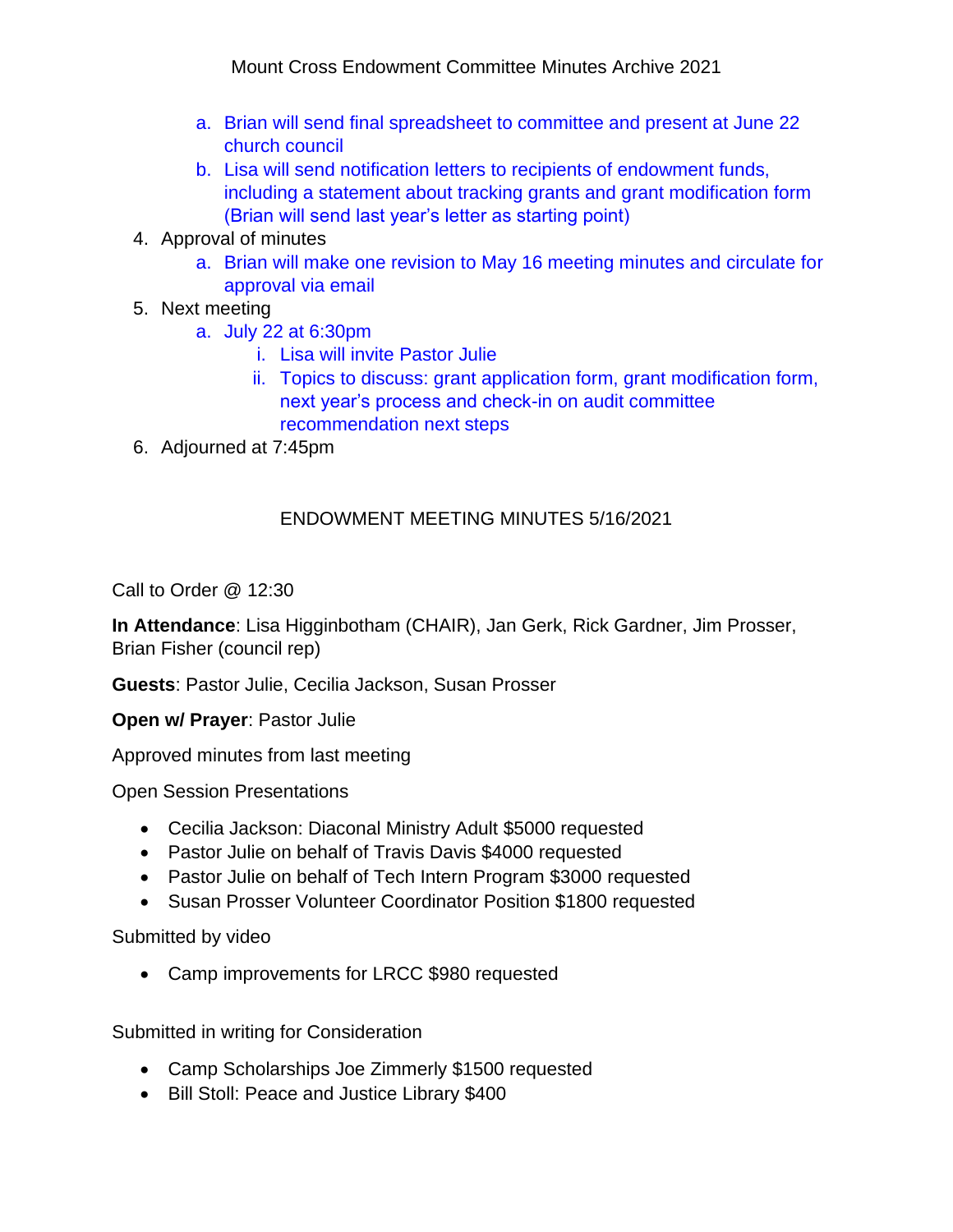a. Brian will send final spreadsheet to committee and present at June 22 church council
   b. Lisa will send notification letters to recipients of endowment funds, including a statement about tracking grants and grant modification form (Brian will send last year's letter as starting point)

4. Approval of minutes
   a. Brian will make one revision to May 16 meeting minutes and circulate for approval via email
5. Next meeting
   a. July 22 at 6:30pm
      i. Lisa will invite Pastor Julie
      ii. Topics to discuss: grant application form, grant modification form, next year's process and check-in on audit committee recommendation next steps
6. Adjourned at 7:45pm

## ENDOWMENT MEETING MINUTES 5/16/2021

Call to Order @ 12:30

**In Attendance**: Lisa Higginbotham (CHAIR), Jan Gerk, Rick Gardner, Jim Prosser, Brian Fisher (council rep)

**Guests**: Pastor Julie, Cecilia Jackson, Susan Prosser

**Open w/ Prayer**: Pastor Julie

Approved minutes from last meeting

Open Session Presentations

- Cecilia Jackson: Diaconal Ministry Adult $5000 requested
- Pastor Julie on behalf of Travis Davis $4000 requested
- Pastor Julie on behalf of Tech Intern Program $3000 requested
- Susan Prosser Volunteer Coordinator Position $1800 requested

Submitted by video

- Camp improvements for LRCC $980 requested

Submitted in writing for Consideration

- Camp Scholarships Joe Zimmerly $1500 requested
- Bill Stoll: Peace and Justice Library $400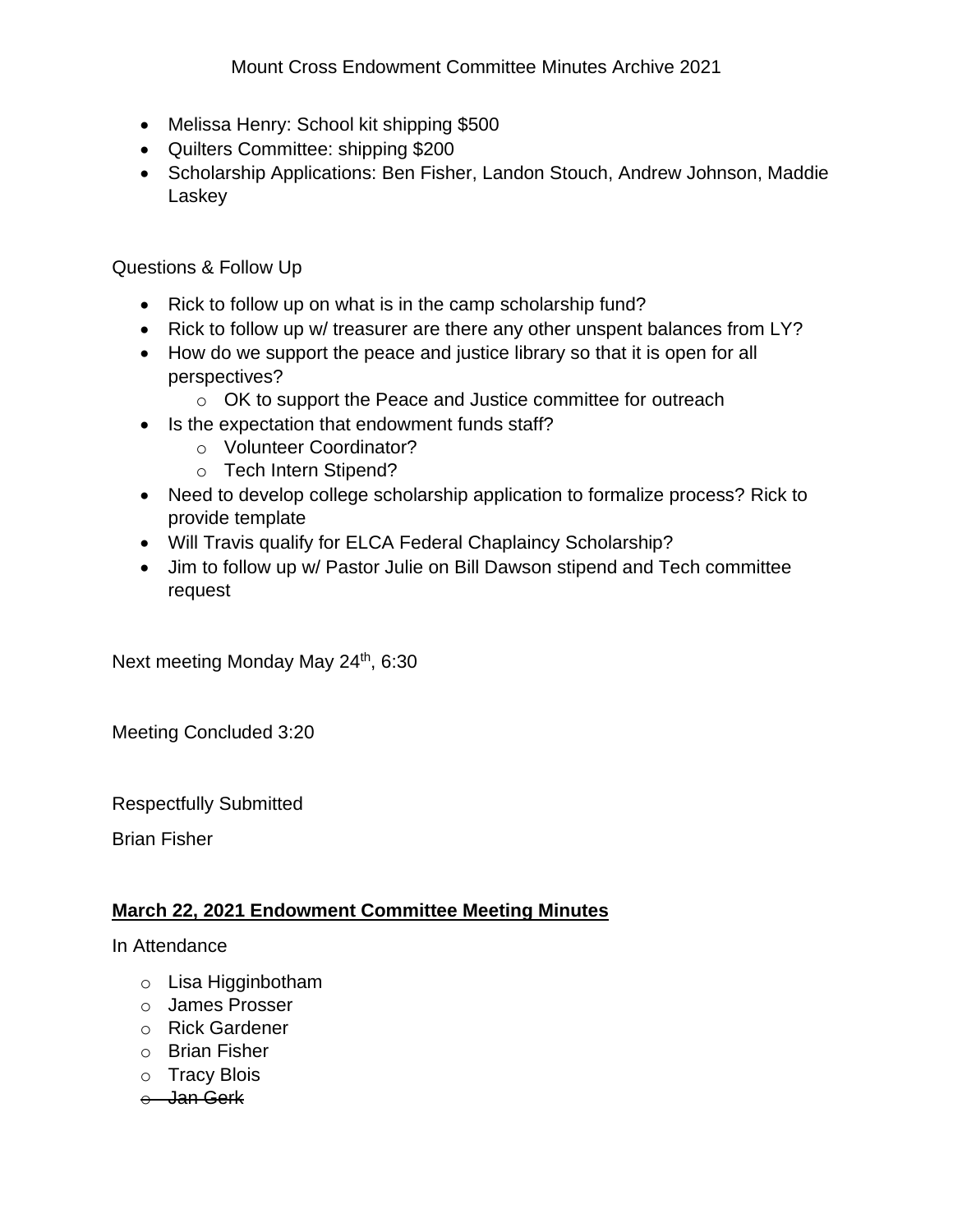- Melissa Henry: School kit shipping $500
- Quilters Committee: shipping $200
- Scholarship Applications: Ben Fisher, Landon Stouch, Andrew Johnson, Maddie Laskey

Questions & Follow Up

- Rick to follow up on what is in the camp scholarship fund?
- Rick to follow up w/ treasurer are there any other unspent balances from LY?
- How do we support the peace and justice library so that it is open for all perspectives?
  - OK to support the Peace and Justice committee for outreach
- Is the expectation that endowment funds staff?
  - Volunteer Coordinator?
  - Tech Intern Stipend?
- Need to develop college scholarship application to formalize process? Rick to provide template
- Will Travis qualify for ELCA Federal Chaplaincy Scholarship?
- Jim to follow up w/ Pastor Julie on Bill Dawson stipend and Tech committee request

Next meeting Monday May 24th, 6:30

Meeting Concluded 3:20

Respectfully Submitted

Brian Fisher

**<u>March 22, 2021 Endowment Committee Meeting Minutes</u>**

In Attendance

- Lisa Higginbotham
- James Prosser
- Rick Gardener
- Brian Fisher
- Tracy Blois
- ~~Jan Gerk~~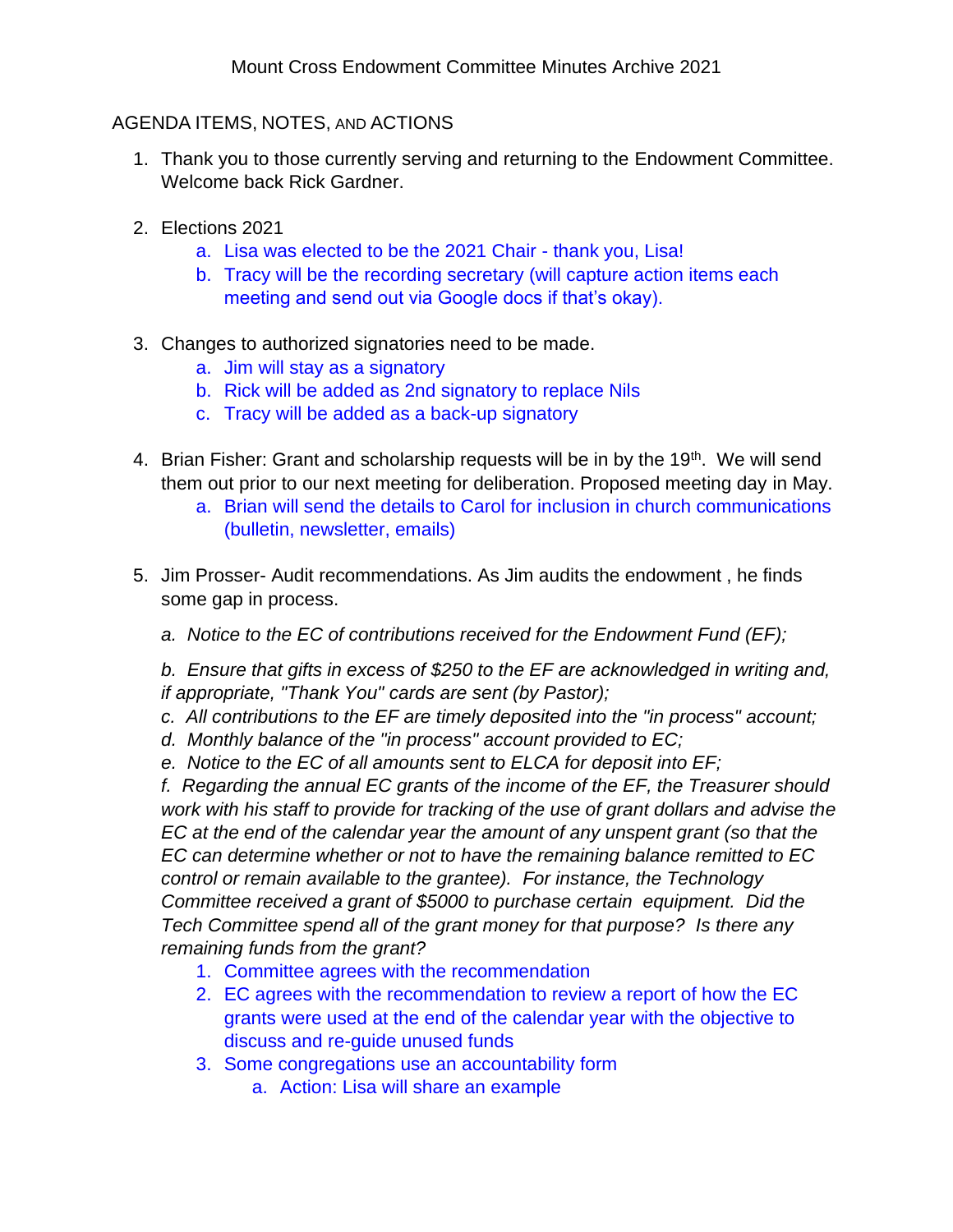Mount Cross Endowment Committee Minutes Archive 2021

AGENDA ITEMS, NOTES, AND ACTIONS

1. Thank you to those currently serving and returning to the Endowment Committee. Welcome back Rick Gardner.

2. Elections 2021
   a. Lisa was elected to be the 2021 Chair - thank you, Lisa!
   b. Tracy will be the recording secretary (will capture action items each meeting and send out via Google docs if that's okay).

3. Changes to authorized signatories need to be made.
   a. Jim will stay as a signatory
   b. Rick will be added as 2nd signatory to replace Nils
   c. Tracy will be added as a back-up signatory

4. Brian Fisher: Grant and scholarship requests will be in by the 19th. We will send them out prior to our next meeting for deliberation. Proposed meeting day in May.
   a. Brian will send the details to Carol for inclusion in church communications (bulletin, newsletter, emails)

5. Jim Prosser- Audit recommendations. As Jim audits the endowment , he finds some gap in process.

   *a. Notice to the EC of contributions received for the Endowment Fund (EF);*

   *b. Ensure that gifts in excess of $250 to the EF are acknowledged in writing and, if appropriate, "Thank You" cards are sent (by Pastor);*
   *c. All contributions to the EF are timely deposited into the "in process" account;*
   *d. Monthly balance of the "in process" account provided to EC;*
   *e. Notice to the EC of all amounts sent to ELCA for deposit into EF;*
   *f. Regarding the annual EC grants of the income of the EF, the Treasurer should work with his staff to provide for tracking of the use of grant dollars and advise the EC at the end of the calendar year the amount of any unspent grant (so that the EC can determine whether or not to have the remaining balance remitted to EC control or remain available to the grantee). For instance, the Technology Committee received a grant of $5000 to purchase certain equipment. Did the Tech Committee spend all of the grant money for that purpose? Is there any remaining funds from the grant?*
   1. Committee agrees with the recommendation
   2. EC agrees with the recommendation to review a report of how the EC grants were used at the end of the calendar year with the objective to discuss and re-guide unused funds
   3. Some congregations use an accountability form
      a. Action: Lisa will share an example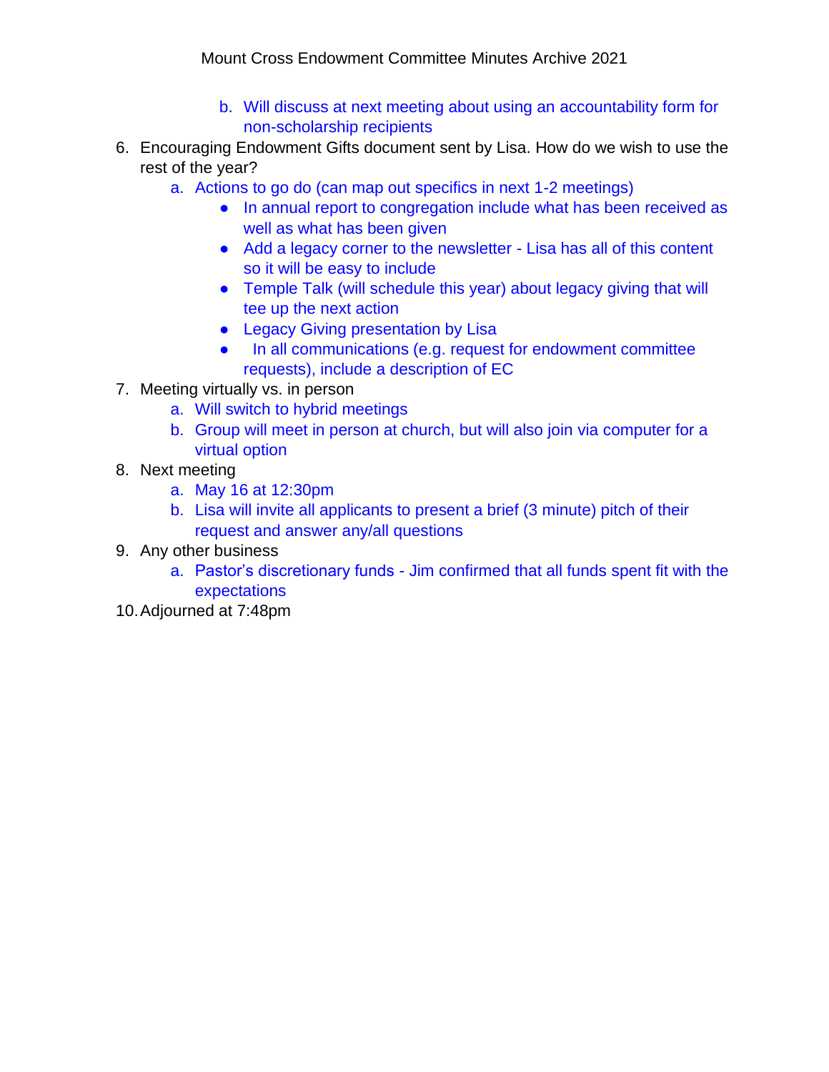b. Will discuss at next meeting about using an accountability form for non-scholarship recipients

6. Encouraging Endowment Gifts document sent by Lisa. How do we wish to use the rest of the year?
   a. Actions to go do (can map out specifics in next 1-2 meetings)
      - In annual report to congregation include what has been received as well as what has been given
      - Add a legacy corner to the newsletter - Lisa has all of this content so it will be easy to include
      - Temple Talk (will schedule this year) about legacy giving that will tee up the next action
      - Legacy Giving presentation by Lisa
      - In all communications (e.g. request for endowment committee requests), include a description of EC
7. Meeting virtually vs. in person
   a. Will switch to hybrid meetings
   b. Group will meet in person at church, but will also join via computer for a virtual option
8. Next meeting
   a. May 16 at 12:30pm
   b. Lisa will invite all applicants to present a brief (3 minute) pitch of their request and answer any/all questions
9. Any other business
   a. Pastor's discretionary funds - Jim confirmed that all funds spent fit with the expectations
10. Adjourned at 7:48pm